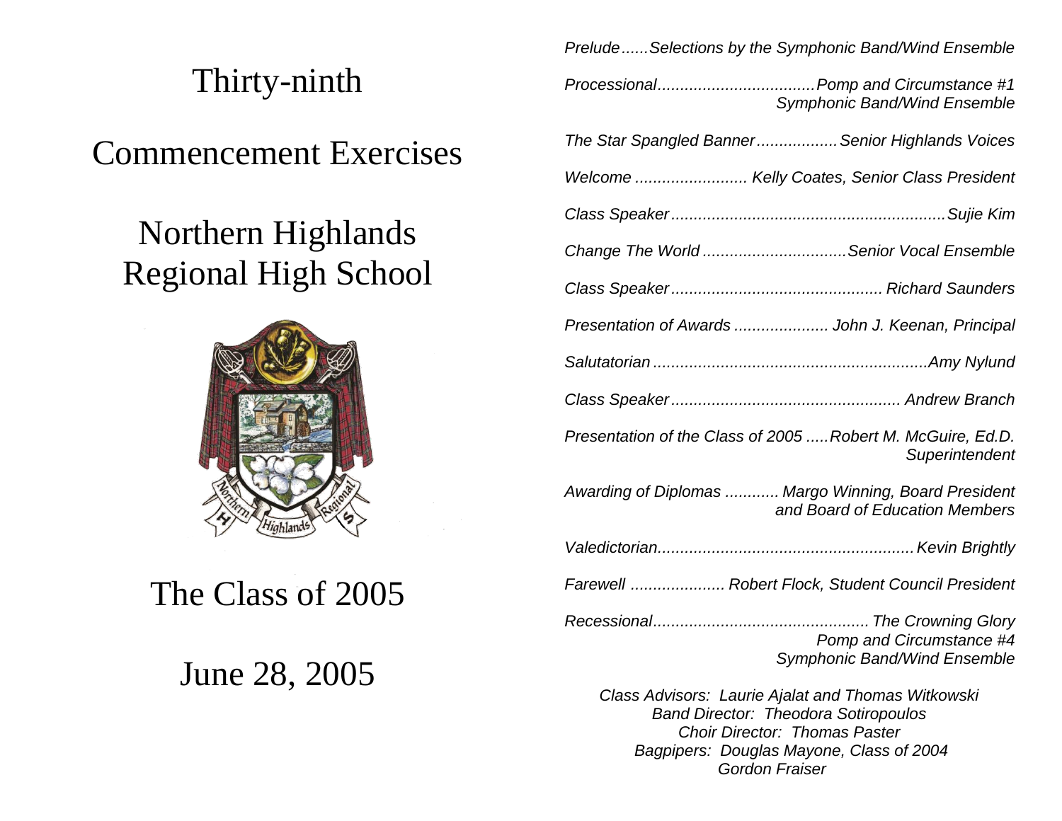# Thirty-ninth

# Commencement Exercises

# Northern Highlands Regional High School

## The Class of 2005

## June 28, 2005

*Prelude......Selections by the Symphonic Band/Wind Ensemble*

*Processional..................................Pomp and Circumstance #1*
*Symphonic Band/Wind Ensemble*

*The Star Spangled Banner.................Senior Highlands Voices*

*Welcome ......................... Kelly Coates, Senior Class President*

*Class Speaker............................................................Sujie Kim*

*Change The World ...............................Senior Vocal Ensemble*

*Class Speaker.............................................. Richard Saunders*

*Presentation of Awards .................... John J. Keenan, Principal*

*Salutatorian ............................................................Amy Nylund*

*Class Speaker.................................................. Andrew Branch*

*Presentation of the Class of 2005 .....Robert M. McGuire, Ed.D.*
*Superintendent*

*Awarding of Diplomas ............ Margo Winning, Board President*
*and Board of Education Members*

*Valedictorian........................................................Kevin Brightly*

*Farewell .................... Robert Flock, Student Council President*

*Recessional............................................... The Crowning Glory*
*Pomp and Circumstance #4*
*Symphonic Band/Wind Ensemble*

*Class Advisors: Laurie Ajalat and Thomas Witkowski*
*Band Director: Theodora Sotiropoulos*
*Choir Director: Thomas Paster*
*Bagpipers: Douglas Mayone, Class of 2004*
*Gordon Fraiser*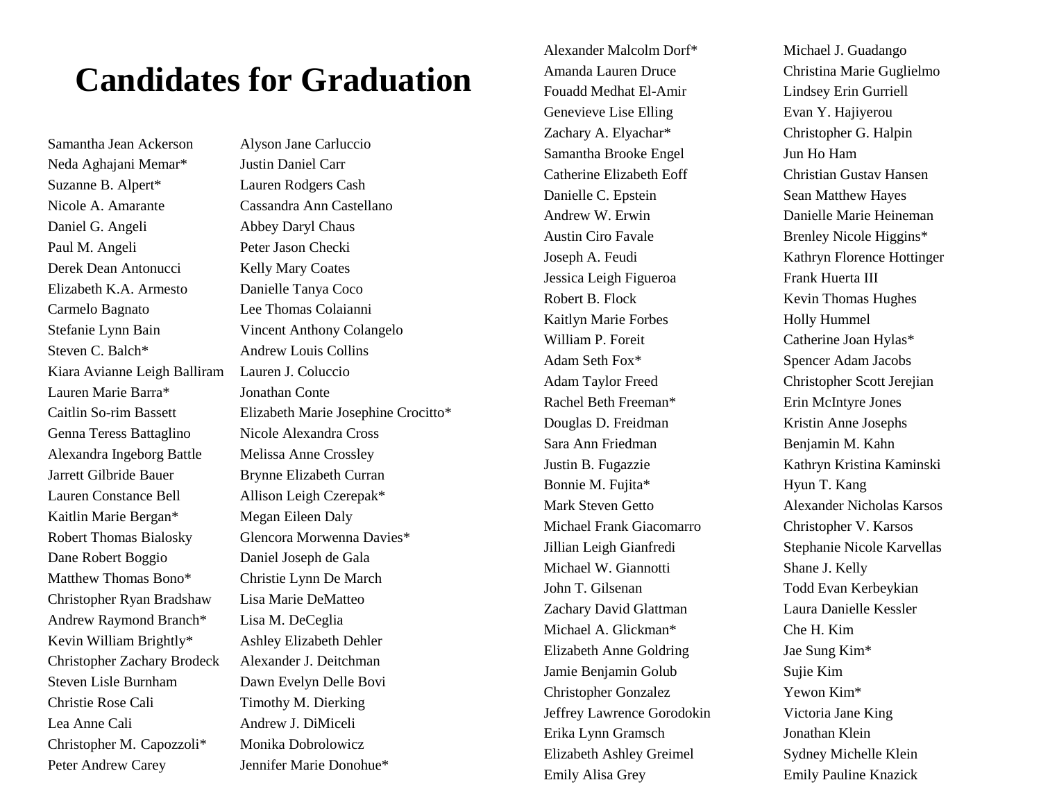# Candidates for Graduation

Samantha Jean Ackerson
Neda Aghajani Memar*
Suzanne B. Alpert*
Nicole A. Amarante
Daniel G. Angeli
Paul M. Angeli
Derek Dean Antonucci
Elizabeth K.A. Armesto
Carmelo Bagnato
Stefanie Lynn Bain
Steven C. Balch*
Kiara Avianne Leigh Balliram
Lauren Marie Barra*
Caitlin So-rim Bassett
Genna Teress Battaglino
Alexandra Ingeborg Battle
Jarrett Gilbride Bauer
Lauren Constance Bell
Kaitlin Marie Bergan*
Robert Thomas Bialosky
Dane Robert Boggio
Matthew Thomas Bono*
Christopher Ryan Bradshaw
Andrew Raymond Branch*
Kevin William Brightly*
Christopher Zachary Brodeck
Steven Lisle Burnham
Christie Rose Cali
Lea Anne Cali
Christopher M. Capozzoli*
Peter Andrew Carey
Alyson Jane Carluccio
Justin Daniel Carr
Lauren Rodgers Cash
Cassandra Ann Castellano
Abbey Daryl Chaus
Peter Jason Checki
Kelly Mary Coates
Danielle Tanya Coco
Lee Thomas Colaianni
Vincent Anthony Colangelo
Andrew Louis Collins
Lauren J. Coluccio
Jonathan Conte
Elizabeth Marie Josephine Crocitto*
Nicole Alexandra Cross
Melissa Anne Crossley
Brynne Elizabeth Curran
Allison Leigh Czerepak*
Megan Eileen Daly
Glencora Morwenna Davies*
Daniel Joseph de Gala
Christie Lynn De March
Lisa Marie DeMatteo
Lisa M. DeCeglia
Ashley Elizabeth Dehler
Alexander J. Deitchman
Dawn Evelyn Delle Bovi
Timothy M. Dierking
Andrew J. DiMiceli
Monika Dobrolowicz
Jennifer Marie Donohue*
Alexander Malcolm Dorf*
Amanda Lauren Druce
Fouadd Medhat El-Amir
Genevieve Lise Elling
Zachary A. Elyachar*
Samantha Brooke Engel
Catherine Elizabeth Eoff
Danielle C. Epstein
Andrew W. Erwin
Austin Ciro Favale
Joseph A. Feudi
Jessica Leigh Figueroa
Robert B. Flock
Kaitlyn Marie Forbes
William P. Foreit
Adam Seth Fox*
Adam Taylor Freed
Rachel Beth Freeman*
Douglas D. Freidman
Sara Ann Friedman
Justin B. Fugazzie
Bonnie M. Fujita*
Mark Steven Getto
Michael Frank Giacomarro
Jillian Leigh Gianfredi
Michael W. Giannotti
John T. Gilsenan
Zachary David Glattman
Michael A. Glickman*
Elizabeth Anne Goldring
Jamie Benjamin Golub
Christopher Gonzalez
Jeffrey Lawrence Gorodokin
Erika Lynn Gramsch
Elizabeth Ashley Greimel
Emily Alisa Grey
Michael J. Guadango
Christina Marie Guglielmo
Lindsey Erin Gurriell
Evan Y. Hajiyerou
Christopher G. Halpin
Jun Ho Ham
Christian Gustav Hansen
Sean Matthew Hayes
Danielle Marie Heineman
Brenley Nicole Higgins*
Kathryn Florence Hottinger
Frank Huerta III
Kevin Thomas Hughes
Holly Hummel
Catherine Joan Hylas*
Spencer Adam Jacobs
Christopher Scott Jerejian
Erin McIntyre Jones
Kristin Anne Josephs
Benjamin M. Kahn
Kathryn Kristina Kaminski
Hyun T. Kang
Alexander Nicholas Karsos
Christopher V. Karsos
Stephanie Nicole Karvellas
Shane J. Kelly
Todd Evan Kerbeykian
Laura Danielle Kessler
Che H. Kim
Jae Sung Kim*
Sujie Kim
Yewon Kim*
Victoria Jane King
Jonathan Klein
Sydney Michelle Klein
Emily Pauline Knazick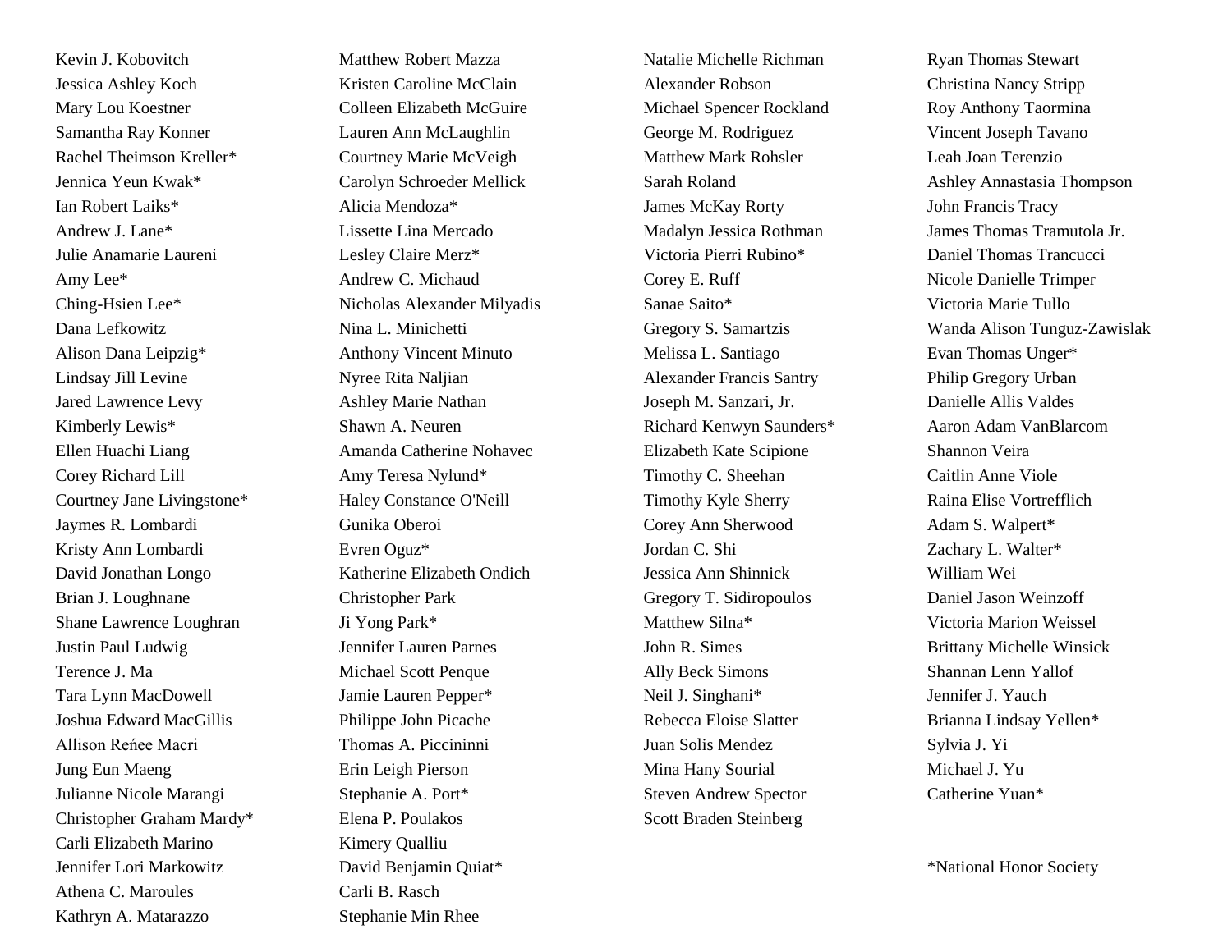Kevin J. Kobovitch
Jessica Ashley Koch
Mary Lou Koestner
Samantha Ray Konner
Rachel Theimson Kreller*
Jennica Yeun Kwak*
Ian Robert Laiks*
Andrew J. Lane*
Julie Anamarie Laureni
Amy Lee*
Ching-Hsien Lee*
Dana Lefkowitz
Alison Dana Leipzig*
Lindsay Jill Levine
Jared Lawrence Levy
Kimberly Lewis*
Ellen Huachi Liang
Corey Richard Lill
Courtney Jane Livingstone*
Jaymes R. Lombardi
Kristy Ann Lombardi
David Jonathan Longo
Brian J. Loughnane
Shane Lawrence Loughran
Justin Paul Ludwig
Terence J. Ma
Tara Lynn MacDowell
Joshua Edward MacGillis
Allison Reńee Macri
Jung Eun Maeng
Julianne Nicole Marangi
Christopher Graham Mardy*
Carli Elizabeth Marino
Jennifer Lori Markowitz
Athena C. Maroules
Kathryn A. Matarazzo

Matthew Robert Mazza
Kristen Caroline McClain
Colleen Elizabeth McGuire
Lauren Ann McLaughlin
Courtney Marie McVeigh
Carolyn Schroeder Mellick
Alicia Mendoza*
Lissette Lina Mercado
Lesley Claire Merz*
Andrew C. Michaud
Nicholas Alexander Milyadis
Nina L. Minichetti
Anthony Vincent Minuto
Nyree Rita Naljian
Ashley Marie Nathan
Shawn A. Neuren
Amanda Catherine Nohavec
Amy Teresa Nylund*
Haley Constance O'Neill
Gunika Oberoi
Evren Oguz*
Katherine Elizabeth Ondich
Christopher Park
Ji Yong Park*
Jennifer Lauren Parnes
Michael Scott Penque
Jamie Lauren Pepper*
Philippe John Picache
Thomas A. Piccininni
Erin Leigh Pierson
Stephanie A. Port*
Elena P. Poulakos
Kimery Qualliu
David Benjamin Quiat*
Carli B. Rasch
Stephanie Min Rhee

Natalie Michelle Richman
Alexander Robson
Michael Spencer Rockland
George M. Rodriguez
Matthew Mark Rohsler
Sarah Roland
James McKay Rorty
Madalyn Jessica Rothman
Victoria Pierri Rubino*
Corey E. Ruff
Sanae Saito*
Gregory S. Samartzis
Melissa L. Santiago
Alexander Francis Santry
Joseph M. Sanzari, Jr.
Richard Kenwyn Saunders*
Elizabeth Kate Scipione
Timothy C. Sheehan
Timothy Kyle Sherry
Corey Ann Sherwood
Jordan C. Shi
Jessica Ann Shinnick
Gregory T. Sidiropoulos
Matthew Silna*
John R. Simes
Ally Beck Simons
Neil J. Singhani*
Rebecca Eloise Slatter
Juan Solis Mendez
Mina Hany Sourial
Steven Andrew Spector
Scott Braden Steinberg

Ryan Thomas Stewart
Christina Nancy Stripp
Roy Anthony Taormina
Vincent Joseph Tavano
Leah Joan Terenzio
Ashley Annastasia Thompson
John Francis Tracy
James Thomas Tramutola Jr.
Daniel Thomas Trancucci
Nicole Danielle Trimper
Victoria Marie Tullo
Wanda Alison Tunguz-Zawislak
Evan Thomas Unger*
Philip Gregory Urban
Danielle Allis Valdes
Aaron Adam VanBlarcom
Shannon Veira
Caitlin Anne Viole
Raina Elise Vortrefflich
Adam S. Walpert*
Zachary L. Walter*
William Wei
Daniel Jason Weinzoff
Victoria Marion Weissel
Brittany Michelle Winsick
Shannan Lenn Yallof
Jennifer J. Yauch
Brianna Lindsay Yellen*
Sylvia J. Yi
Michael J. Yu
Catherine Yuan*

*National Honor Society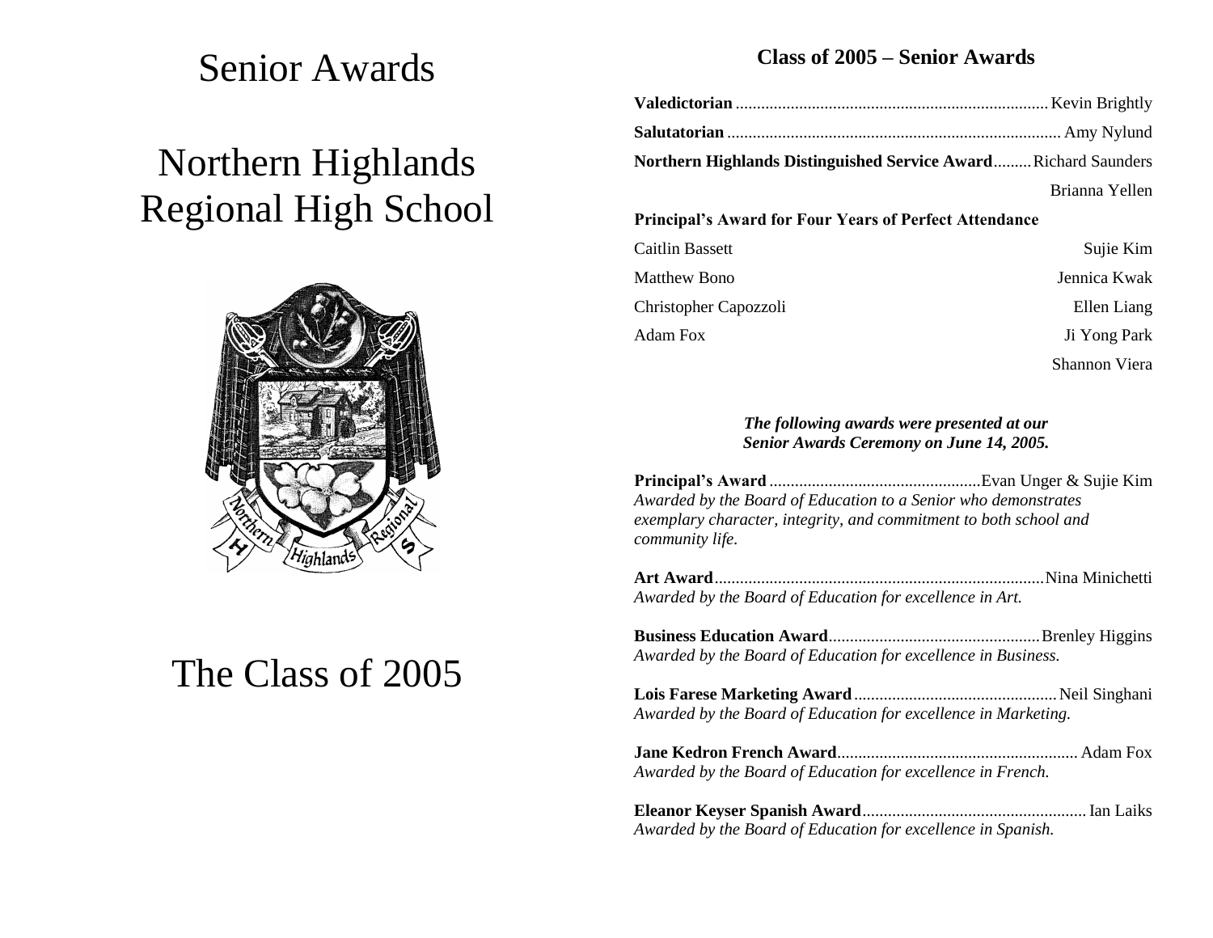# Senior Awards

# Northern Highlands Regional High School

# The Class of 2005

## Class of 2005 – Senior Awards

**Valedictorian** .......... Kevin Brightly

**Salutatorian** .......... Amy Nylund

**Northern Highlands Distinguished Service Award** .......... Richard Saunders, Brianna Yellen

**Principal's Award for Four Years of Perfect Attendance**

| | |
|---|---|
| Caitlin Bassett | Sujie Kim |
| Matthew Bono | Jennica Kwak |
| Christopher Capozzoli | Ellen Liang |
| Adam Fox | Ji Yong Park |
| | Shannon Viera |

***The following awards were presented at our Senior Awards Ceremony on June 14, 2005.***

**Principal's Award** .......... Evan Unger & Sujie Kim
*Awarded by the Board of Education to a Senior who demonstrates exemplary character, integrity, and commitment to both school and community life.*

**Art Award** .......... Nina Minichetti
*Awarded by the Board of Education for excellence in Art.*

**Business Education Award** .......... Brenley Higgins
*Awarded by the Board of Education for excellence in Business.*

**Lois Farese Marketing Award** .......... Neil Singhani
*Awarded by the Board of Education for excellence in Marketing.*

**Jane Kedron French Award** .......... Adam Fox
*Awarded by the Board of Education for excellence in French.*

**Eleanor Keyser Spanish Award** .......... Ian Laiks
*Awarded by the Board of Education for excellence in Spanish.*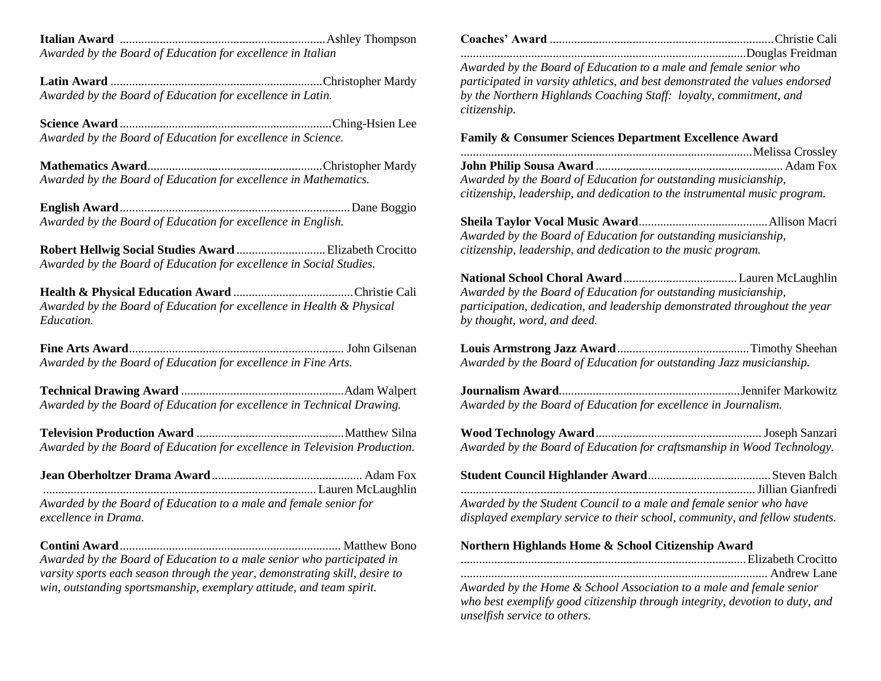**Italian Award** .................................................................. Ashley Thompson
*Awarded by the Board of Education for excellence in Italian*

**Latin Award** .................................................................... Christopher Mardy
*Awarded by the Board of Education for excellence in Latin.*

**Science Award** .................................................................... Ching-Hsien Lee
*Awarded by the Board of Education for excellence in Science.*

**Mathematics Award** ........................................................ Christopher Mardy
*Awarded by the Board of Education for excellence in Mathematics.*

**English Award** .......................................................................... Dane Boggio
*Awarded by the Board of Education for excellence in English.*

**Robert Hellwig Social Studies Award** ............................ Elizabeth Crocitto
*Awarded by the Board of Education for excellence in Social Studies.*

**Health & Physical Education Award** ...................................... Christie Cali
*Awarded by the Board of Education for excellence in Health & Physical Education.*

**Fine Arts Award** ..................................................................... John Gilsenan
*Awarded by the Board of Education for excellence in Fine Arts.*

**Technical Drawing Award** .................................................... Adam Walpert
*Awarded by the Board of Education for excellence in Technical Drawing.*

**Television Production Award** ............................................... Matthew Silna
*Awarded by the Board of Education for excellence in Television Production.*

**Jean Oberholtzer Drama Award** ................................................ Adam Fox
....................................................................................... Lauren McLaughlin
*Awarded by the Board of Education to a male and female senior for excellence in Drama.*

**Contini Award** ....................................................................... Matthew Bono
*Awarded by the Board of Education to a male senior who participated in varsity sports each season through the year, demonstrating skill, desire to win, outstanding sportsmanship, exemplary attitude, and team spirit.*

**Coaches' Award** ........................................................................ Christie Cali
............................................................................................ Douglas Freidman
*Awarded by the Board of Education to a male and female senior who participated in varsity athletics, and best demonstrated the values endorsed by the Northern Highlands Coaching Staff: loyalty, commitment, and citizenship.*

**Family & Consumer Sciences Department Excellence Award**
............................................................................................. Melissa Crossley

**John Philip Sousa Award** ............................................................ Adam Fox
*Awarded by the Board of Education for outstanding musicianship, citizenship, leadership, and dedication to the instrumental music program.*

**Sheila Taylor Vocal Music Award** ......................................... Allison Macri
*Awarded by the Board of Education for outstanding musicianship, citizenship, leadership, and dedication to the music program.*

**National School Choral Award** .................................... Lauren McLaughlin
*Awarded by the Board of Education for outstanding musicianship, participation, dedication, and leadership demonstrated throughout the year by thought, word, and deed.*

**Louis Armstrong Jazz Award** .......................................... Timothy Sheehan
*Awarded by the Board of Education for outstanding Jazz musicianship.*

**Journalism Award** .......................................................... Jennifer Markowitz
*Awarded by the Board of Education for excellence in Journalism.*

**Wood Technology Award** ..................................................... Joseph Sanzari
*Awarded by the Board of Education for craftsmanship in Wood Technology.*

**Student Council Highlander Award** ........................................ Steven Balch
.............................................................................................. Jillian Gianfredi
*Awarded by the Student Council to a male and female senior who have displayed exemplary service to their school, community, and fellow students.*

**Northern Highlands Home & School Citizenship Award**
........................................................................................... Elizabeth Crocitto
.................................................................................................. Andrew Lane
*Awarded by the Home & School Association to a male and female senior who best exemplify good citizenship through integrity, devotion to duty, and unselfish service to others.*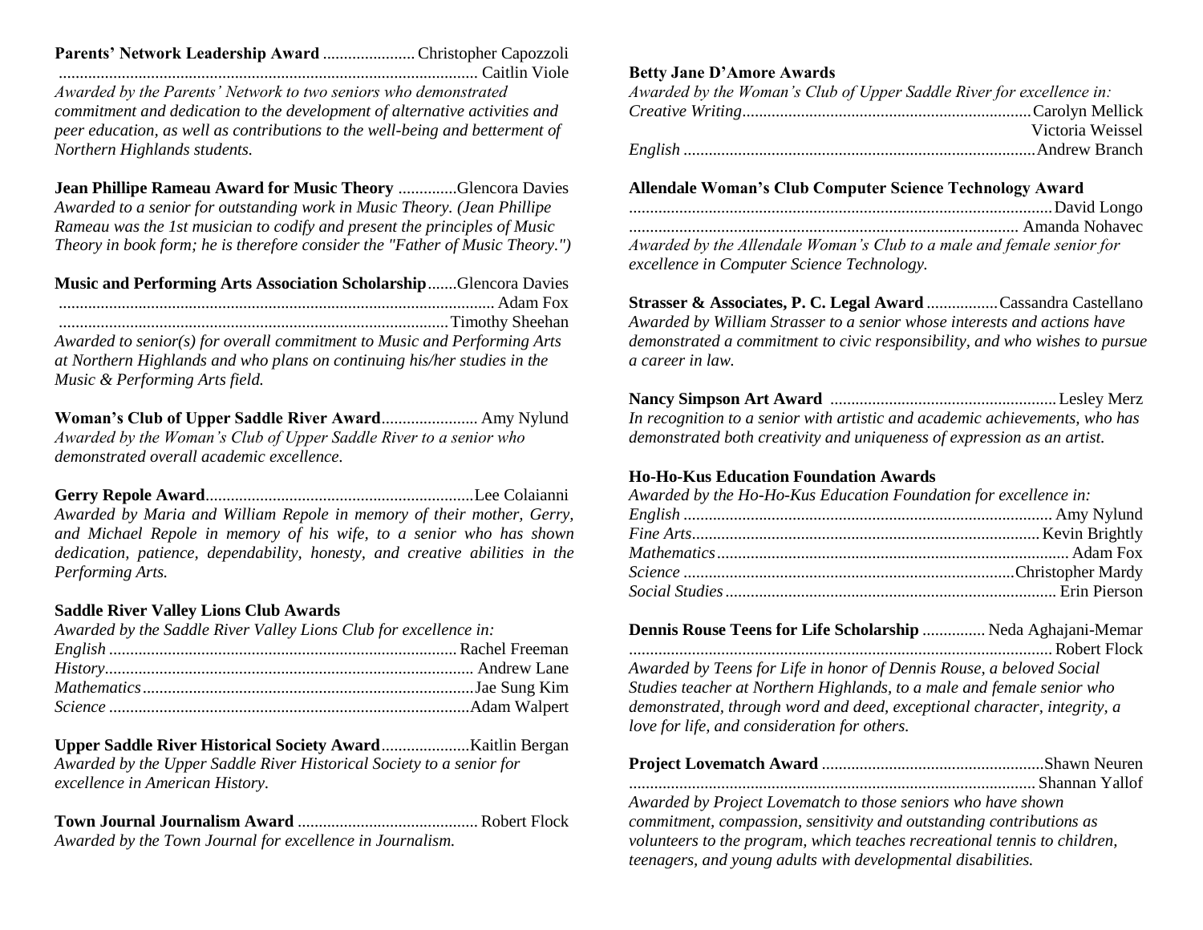**Parents' Network Leadership Award** ...................... Christopher Capozzoli
.................................................................................................... Caitlin Viole
*Awarded by the Parents' Network to two seniors who demonstrated commitment and dedication to the development of alternative activities and peer education, as well as contributions to the well-being and betterment of Northern Highlands students.*

**Jean Phillipe Rameau Award for Music Theory** ..............Glencora Davies
*Awarded to a senior for outstanding work in Music Theory. (Jean Phillipe Rameau was the 1st musician to codify and present the principles of Music Theory in book form; he is therefore consider the "Father of Music Theory.")*

**Music and Performing Arts Association Scholarship**.......Glencora Davies
........................................................................................................ Adam Fox
..............................................................................................Timothy Sheehan
*Awarded to senior(s) for overall commitment to Music and Performing Arts at Northern Highlands and who plans on continuing his/her studies in the Music & Performing Arts field.*

**Woman's Club of Upper Saddle River Award**....................... Amy Nylund
*Awarded by the Woman's Club of Upper Saddle River to a senior who demonstrated overall academic excellence.*

**Gerry Repole Award**................................................................Lee Colaianni
*Awarded by Maria and William Repole in memory of their mother, Gerry, and Michael Repole in memory of his wife, to a senior who has shown dedication, patience, dependability, honesty, and creative abilities in the Performing Arts.*

**Saddle River Valley Lions Club Awards**
*Awarded by the Saddle River Valley Lions Club for excellence in:*
*English* .................................................................................. Rachel Freeman
*History*....................................................................................... Andrew Lane
*Mathematics*...............................................................................Jae Sung Kim
*Science* .....................................................................................Adam Walpert

**Upper Saddle River Historical Society Award**.....................Kaitlin Bergan
*Awarded by the Upper Saddle River Historical Society to a senior for excellence in American History.*

**Town Journal Journalism Award** ........................................... Robert Flock
*Awarded by the Town Journal for excellence in Journalism.*

**Betty Jane D'Amore Awards**
*Awarded by the Woman's Club of Upper Saddle River for excellence in:*
*Creative Writing*....................................................................Carolyn Mellick
Victoria Weissel
*English* ...................................................................................Andrew Branch

**Allendale Woman's Club Computer Science Technology Award**
.................................................................................................... David Longo
............................................................................................ Amanda Nohavec
*Awarded by the Allendale Woman's Club to a male and female senior for excellence in Computer Science Technology.*

**Strasser & Associates, P. C. Legal Award** .................Cassandra Castellano
*Awarded by William Strasser to a senior whose interests and actions have demonstrated a commitment to civic responsibility, and who wishes to pursue a career in law.*

**Nancy Simpson Art Award** ...................................................... Lesley Merz
*In recognition to a senior with artistic and academic achievements, who has demonstrated both creativity and uniqueness of expression as an artist.*

**Ho-Ho-Kus Education Foundation Awards**
*Awarded by the Ho-Ho-Kus Education Foundation for excellence in:*
*English* ....................................................................................... Amy Nylund
*Fine Arts*.................................................................................. Kevin Brightly
*Mathematics*................................................................................... Adam Fox
*Science* .............................................................................Christopher Mardy
*Social Studies*............................................................................... Erin Pierson

**Dennis Rouse Teens for Life Scholarship** ............... Neda Aghajani-Memar
.................................................................................................... Robert Flock
*Awarded by Teens for Life in honor of Dennis Rouse, a beloved Social Studies teacher at Northern Highlands, to a male and female senior who demonstrated, through word and deed, exceptional character, integrity, a love for life, and consideration for others.*

**Project Lovematch Award** .....................................................Shawn Neuren
................................................................................................ Shannan Yallof
*Awarded by Project Lovematch to those seniors who have shown commitment, compassion, sensitivity and outstanding contributions as volunteers to the program, which teaches recreational tennis to children, teenagers, and young adults with developmental disabilities.*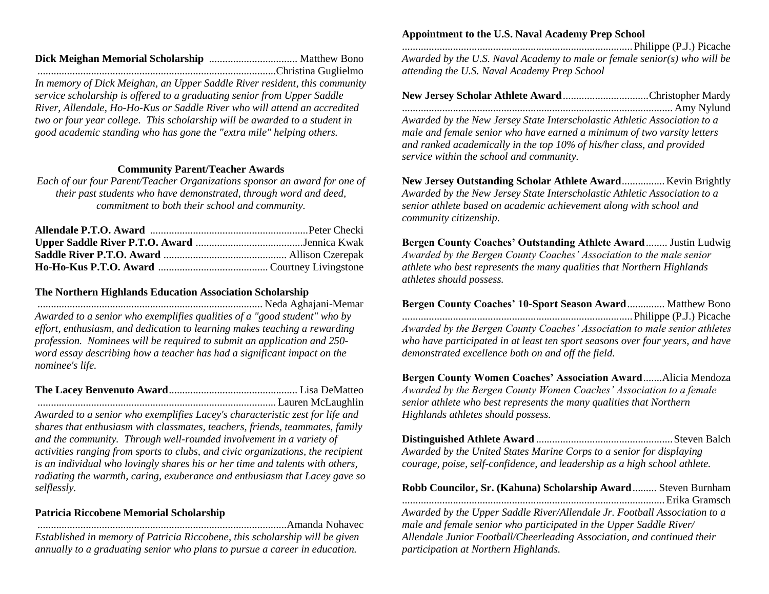**Dick Meighan Memorial Scholarship** ................................ Matthew Bono
........................................................................................Christina Guglielmo

*In memory of Dick Meighan, an Upper Saddle River resident, this community service scholarship is offered to a graduating senior from Upper Saddle River, Allendale, Ho-Ho-Kus or Saddle River who will attend an accredited two or four year college. This scholarship will be awarded to a student in good academic standing who has gone the "extra mile" helping others.*

**Community Parent/Teacher Awards**

*Each of our four Parent/Teacher Organizations sponsor an award for one of their past students who have demonstrated, through word and deed, commitment to both their school and community.*

**Allendale P.T.O. Award** ..........................................................Peter Checki
**Upper Saddle River P.T.O. Award** ........................................Jennica Kwak
**Saddle River P.T.O. Award** ............................................. Allison Czerepak
**Ho-Ho-Kus P.T.O. Award** ......................................... Courtney Livingstone

**The Northern Highlands Education Association Scholarship**
.................................................................................. Neda Aghajani-Memar

*Awarded to a senior who exemplifies qualities of a "good student" who by effort, enthusiasm, and dedication to learning makes teaching a rewarding profession. Nominees will be required to submit an application and 250-word essay describing how a teacher has had a significant impact on the nominee's life.*

**The Lacey Benvenuto Award**............................................... Lisa DeMatteo
........................................................................................ Lauren McLaughlin

*Awarded to a senior who exemplifies Lacey's characteristic zest for life and shares that enthusiasm with classmates, teachers, friends, teammates, family and the community. Through well-rounded involvement in a variety of activities ranging from sports to clubs, and civic organizations, the recipient is an individual who lovingly shares his or her time and talents with others, radiating the warmth, caring, exuberance and enthusiasm that Lacey gave so selflessly.*

**Patricia Riccobene Memorial Scholarship**
............................................................................................Amanda Nohavec

*Established in memory of Patricia Riccobene, this scholarship will be given annually to a graduating senior who plans to pursue a career in education.*

**Appointment to the U.S. Naval Academy Prep School**
.................................................................................... Philippe (P.J.) Picache

*Awarded by the U.S. Naval Academy to male or female senior(s) who will be attending the U.S. Naval Academy Prep School*

**New Jersey Scholar Athlete Award**...............................Christopher Mardy
.................................................................................................... Amy Nylund

*Awarded by the New Jersey State Interscholastic Athletic Association to a male and female senior who have earned a minimum of two varsity letters and ranked academically in the top 10% of his/her class, and provided service within the school and community.*

**New Jersey Outstanding Scholar Athlete Award**................ Kevin Brightly

*Awarded by the New Jersey State Interscholastic Athletic Association to a senior athlete based on academic achievement along with school and community citizenship.*

**Bergen County Coaches' Outstanding Athlete Award**........ Justin Ludwig

*Awarded by the Bergen County Coaches' Association to the male senior athlete who best represents the many qualities that Northern Highlands athletes should possess.*

**Bergen County Coaches' 10-Sport Season Award**.............. Matthew Bono
.................................................................................... Philippe (P.J.) Picache

*Awarded by the Bergen County Coaches' Association to male senior athletes who have participated in at least ten sport seasons over four years, and have demonstrated excellence both on and off the field.*

**Bergen County Women Coaches' Association Award**.......Alicia Mendoza

*Awarded by the Bergen County Women Coaches' Association to a female senior athlete who best represents the many qualities that Northern Highlands athletes should possess.*

**Distinguished Athlete Award**................................................... Steven Balch

*Awarded by the United States Marine Corps to a senior for displaying courage, poise, self-confidence, and leadership as a high school athlete.*

**Robb Councilor, Sr. (Kahuna) Scholarship Award**......... Steven Burnham
................................................................................................. Erika Gramsch

*Awarded by the Upper Saddle River/Allendale Jr. Football Association to a male and female senior who participated in the Upper Saddle River/ Allendale Junior Football/Cheerleading Association, and continued their participation at Northern Highlands.*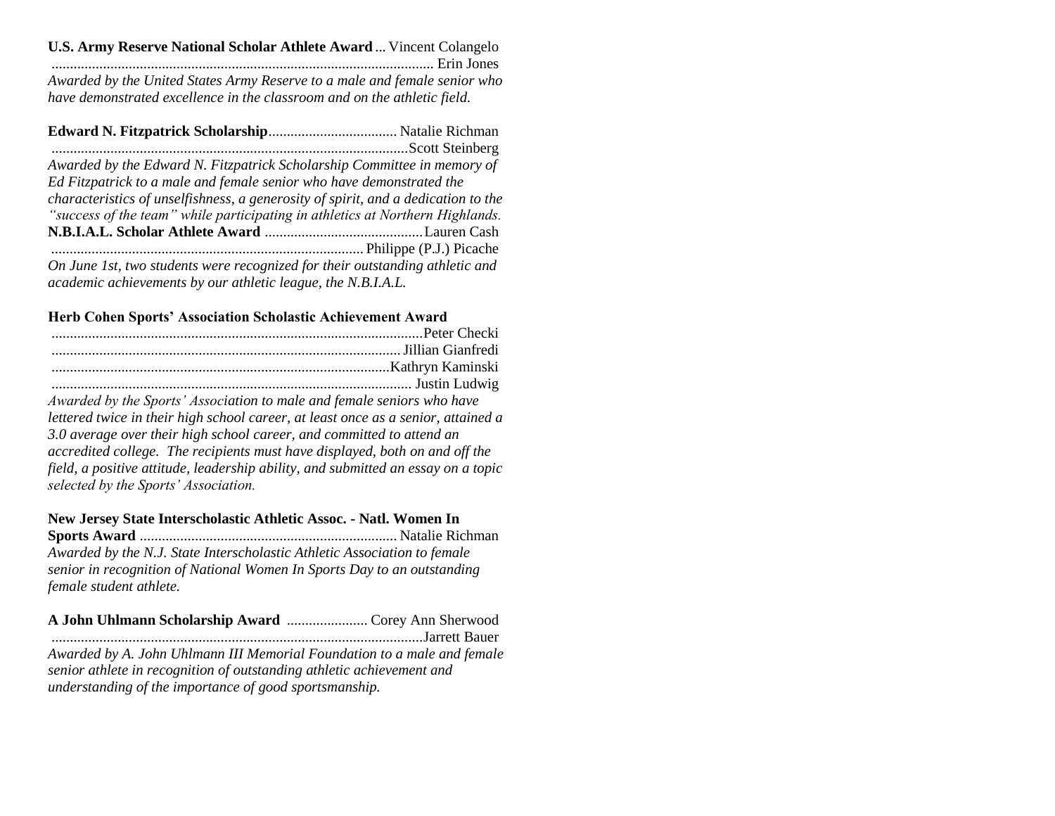**U.S. Army Reserve National Scholar Athlete Award** ... Vincent Colangelo
........................................................................................................ Erin Jones
*Awarded by the United States Army Reserve to a male and female senior who have demonstrated excellence in the classroom and on the athletic field.*

**Edward N. Fitzpatrick Scholarship**.................................. Natalie Richman
.................................................................................................Scott Steinberg
*Awarded by the Edward N. Fitzpatrick Scholarship Committee in memory of Ed Fitzpatrick to a male and female senior who have demonstrated the characteristics of unselfishness, a generosity of spirit, and a dedication to the "success of the team" while participating in athletics at Northern Highlands.*

**N.B.I.A.L. Scholar Athlete Award** ...........................................Lauren Cash
..................................................................................... Philippe (P.J.) Picache
*On June 1st, two students were recognized for their outstanding athletic and academic achievements by our athletic league, the N.B.I.A.L.*

**Herb Cohen Sports' Association Scholastic Achievement Award**
....................................................................................................Peter Checki
............................................................................................... Jillian Gianfredi
............................................................................................Kathryn Kaminski
................................................................................................. Justin Ludwig
*Awarded by the Sports' Association to male and female seniors who have lettered twice in their high school career, at least once as a senior, attained a 3.0 average over their high school career, and committed to attend an accredited college. The recipients must have displayed, both on and off the field, a positive attitude, leadership ability, and submitted an essay on a topic selected by the Sports' Association.*

**New Jersey State Interscholastic Athletic Assoc. - Natl. Women In Sports Award** ...................................................................... Natalie Richman
*Awarded by the N.J. State Interscholastic Athletic Association to female senior in recognition of National Women In Sports Day to an outstanding female student athlete.*

**A John Uhlmann Scholarship Award** ...................... Corey Ann Sherwood
.....................................................................................................Jarrett Bauer
*Awarded by A. John Uhlmann III Memorial Foundation to a male and female senior athlete in recognition of outstanding athletic achievement and understanding of the importance of good sportsmanship.*